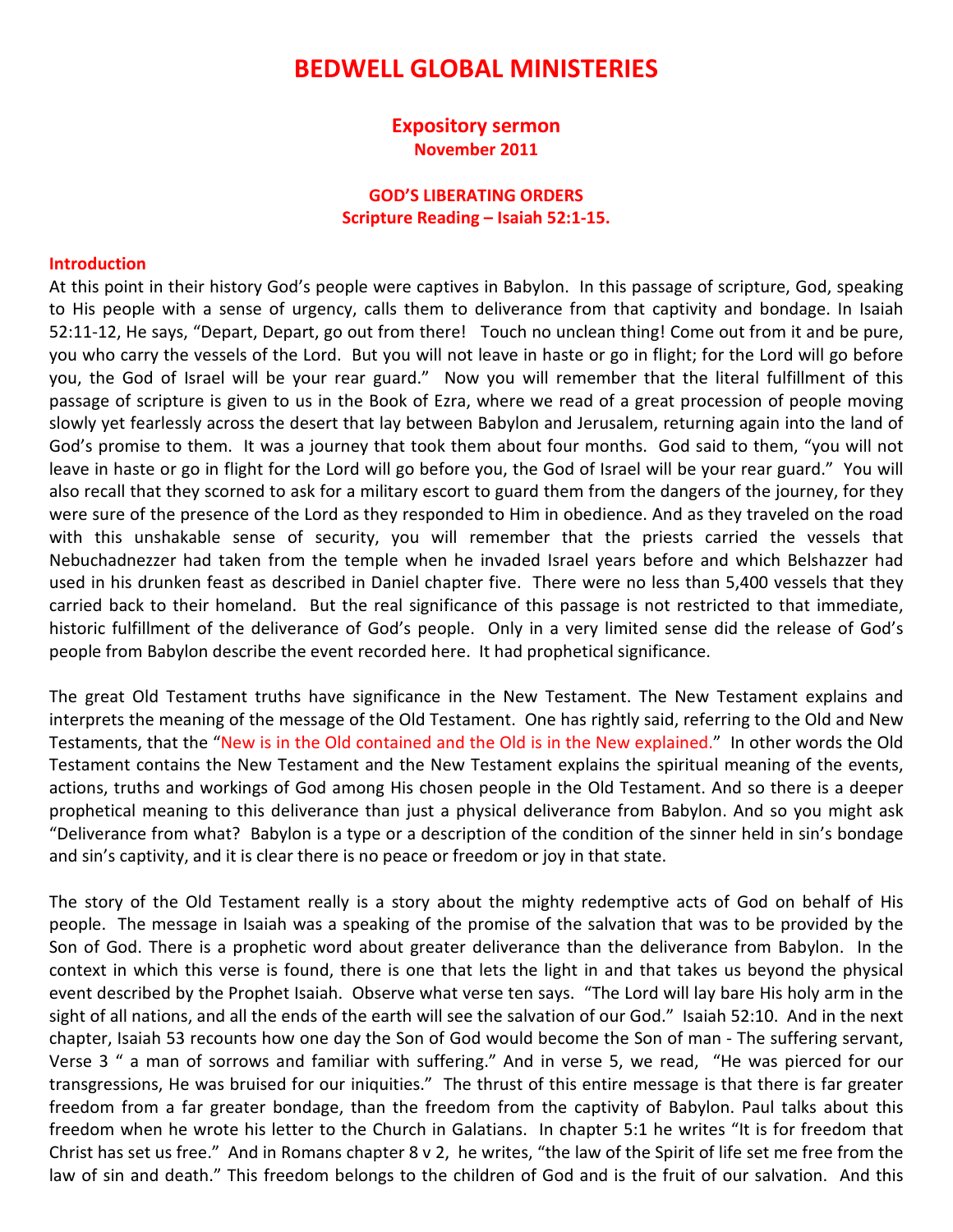# BEDWELL GLOBAL MINISTERIES

## Expository sermon

**November 2011**

### GOD'S LIBERATING ORDERS

**Scripture Reading – Isaiah 52:1-15.**

**Introduction**

At this point in their history God's people were captives in Babylon. In this passage of scripture, God, speaking to His people with a sense of urgency, calls them to deliverance from that captivity and bondage. In Isaiah 52:11-12, He says, "Depart, Depart, go out from there! Touch no unclean thing! Come out from it and be pure, you who carry the vessels of the Lord. But you will not leave in haste or go in flight; for the Lord will go before you, the God of Israel will be your rear guard." Now you will remember that the literal fulfillment of this passage of scripture is given to us in the Book of Ezra, where we read of a great procession of people moving slowly yet fearlessly across the desert that lay between Babylon and Jerusalem, returning again into the land of God's promise to them. It was a journey that took them about four months. God said to them, "you will not leave in haste or go in flight for the Lord will go before you, the God of Israel will be your rear guard." You will also recall that they scorned to ask for a military escort to guard them from the dangers of the journey, for they were sure of the presence of the Lord as they responded to Him in obedience. And as they traveled on the road with this unshakable sense of security, you will remember that the priests carried the vessels that Nebuchadnezzer had taken from the temple when he invaded Israel years before and which Belshazzer had used in his drunken feast as described in Daniel chapter five. There were no less than 5,400 vessels that they carried back to their homeland. But the real significance of this passage is not restricted to that immediate, historic fulfillment of the deliverance of God's people. Only in a very limited sense did the release of God's people from Babylon describe the event recorded here. It had prophetical significance.

The great Old Testament truths have significance in the New Testament. The New Testament explains and interprets the meaning of the message of the Old Testament. One has rightly said, referring to the Old and New Testaments, that the "New is in the Old contained and the Old is in the New explained." In other words the Old Testament contains the New Testament and the New Testament explains the spiritual meaning of the events, actions, truths and workings of God among His chosen people in the Old Testament. And so there is a deeper prophetical meaning to this deliverance than just a physical deliverance from Babylon. And so you might ask "Deliverance from what? Babylon is a type or a description of the condition of the sinner held in sin's bondage and sin's captivity, and it is clear there is no peace or freedom or joy in that state.

The story of the Old Testament really is a story about the mighty redemptive acts of God on behalf of His people. The message in Isaiah was a speaking of the promise of the salvation that was to be provided by the Son of God. There is a prophetic word about greater deliverance than the deliverance from Babylon. In the context in which this verse is found, there is one that lets the light in and that takes us beyond the physical event described by the Prophet Isaiah. Observe what verse ten says. "The Lord will lay bare His holy arm in the sight of all nations, and all the ends of the earth will see the salvation of our God." Isaiah 52:10. And in the next chapter, Isaiah 53 recounts how one day the Son of God would become the Son of man - The suffering servant, Verse 3 " a man of sorrows and familiar with suffering." And in verse 5, we read, "He was pierced for our transgressions, He was bruised for our iniquities." The thrust of this entire message is that there is far greater freedom from a far greater bondage, than the freedom from the captivity of Babylon. Paul talks about this freedom when he wrote his letter to the Church in Galatians. In chapter 5:1 he writes "It is for freedom that Christ has set us free." And in Romans chapter 8 v 2, he writes, "the law of the Spirit of life set me free from the law of sin and death." This freedom belongs to the children of God and is the fruit of our salvation. And this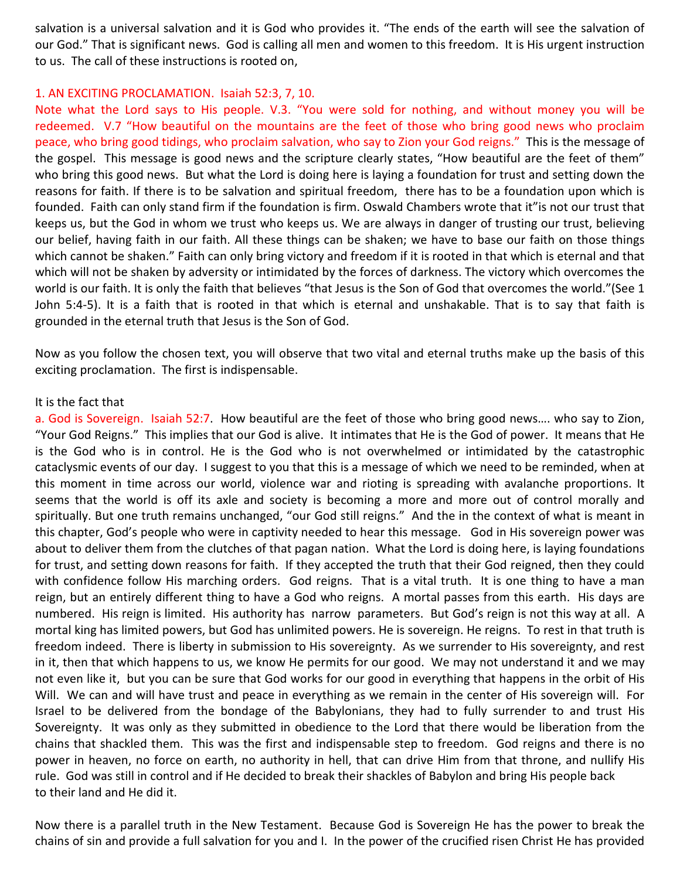salvation is a universal salvation and it is God who provides it. "The ends of the earth will see the salvation of our God." That is significant news. God is calling all men and women to this freedom. It is His urgent instruction to us. The call of these instructions is rooted on,

### 1. AN EXCITING PROCLAMATION. Isaiah 52:3, 7, 10.

Note what the Lord says to His people. V.3. "You were sold for nothing, and without money you will be redeemed. V.7 "How beautiful on the mountains are the feet of those who bring good news who proclaim peace, who bring good tidings, who proclaim salvation, who say to Zion your God reigns." This is the message of the gospel. This message is good news and the scripture clearly states, "How beautiful are the feet of them" who bring this good news. But what the Lord is doing here is laying a foundation for trust and setting down the reasons for faith. If there is to be salvation and spiritual freedom, there has to be a foundation upon which is founded. Faith can only stand firm if the foundation is firm. Oswald Chambers wrote that it"is not our trust that keeps us, but the God in whom we trust who keeps us. We are always in danger of trusting our trust, believing our belief, having faith in our faith. All these things can be shaken; we have to base our faith on those things which cannot be shaken." Faith can only bring victory and freedom if it is rooted in that which is eternal and that which will not be shaken by adversity or intimidated by the forces of darkness. The victory which overcomes the world is our faith. It is only the faith that believes "that Jesus is the Son of God that overcomes the world."(See 1 John 5:4-5). It is a faith that is rooted in that which is eternal and unshakable. That is to say that faith is grounded in the eternal truth that Jesus is the Son of God.

Now as you follow the chosen text, you will observe that two vital and eternal truths make up the basis of this exciting proclamation. The first is indispensable.

It is the fact that

#### a. God is Sovereign. Isaiah 52:7.

How beautiful are the feet of those who bring good news…. who say to Zion, "Your God Reigns." This implies that our God is alive. It intimates that He is the God of power. It means that He is the God who is in control. He is the God who is not overwhelmed or intimidated by the catastrophic cataclysmic events of our day. I suggest to you that this is a message of which we need to be reminded, when at this moment in time across our world, violence war and rioting is spreading with avalanche proportions. It seems that the world is off its axle and society is becoming a more and more out of control morally and spiritually. But one truth remains unchanged, "our God still reigns." And the in the context of what is meant in this chapter, God's people who were in captivity needed to hear this message. God in His sovereign power was about to deliver them from the clutches of that pagan nation. What the Lord is doing here, is laying foundations for trust, and setting down reasons for faith. If they accepted the truth that their God reigned, then they could with confidence follow His marching orders. God reigns. That is a vital truth. It is one thing to have a man reign, but an entirely different thing to have a God who reigns. A mortal passes from this earth. His days are numbered. His reign is limited. His authority has narrow parameters. But God's reign is not this way at all. A mortal king has limited powers, but God has unlimited powers. He is sovereign. He reigns. To rest in that truth is freedom indeed. There is liberty in submission to His sovereignty. As we surrender to His sovereignty, and rest in it, then that which happens to us, we know He permits for our good. We may not understand it and we may not even like it, but you can be sure that God works for our good in everything that happens in the orbit of His Will. We can and will have trust and peace in everything as we remain in the center of His sovereign will. For Israel to be delivered from the bondage of the Babylonians, they had to fully surrender to and trust His Sovereignty. It was only as they submitted in obedience to the Lord that there would be liberation from the chains that shackled them. This was the first and indispensable step to freedom. God reigns and there is no power in heaven, no force on earth, no authority in hell, that can drive Him from that throne, and nullify His rule. God was still in control and if He decided to break their shackles of Babylon and bring His people back to their land and He did it.

Now there is a parallel truth in the New Testament. Because God is Sovereign He has the power to break the chains of sin and provide a full salvation for you and I. In the power of the crucified risen Christ He has provided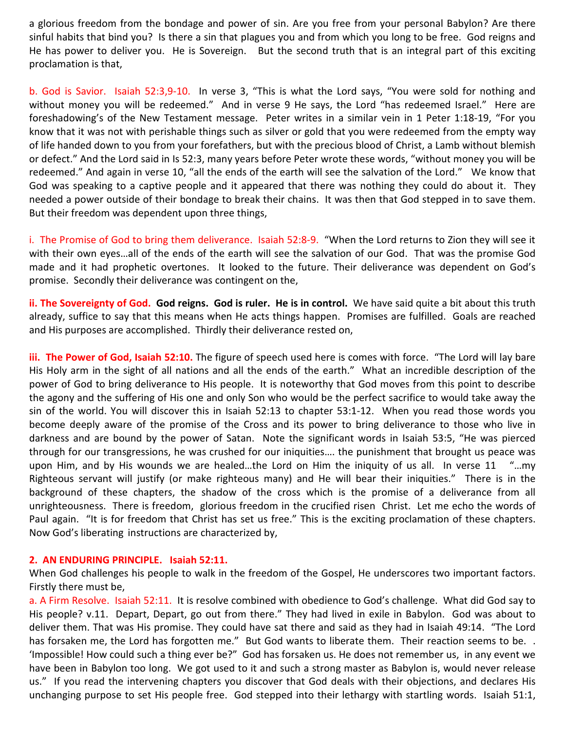a glorious freedom from the bondage and power of sin. Are you free from your personal Babylon? Are there sinful habits that bind you? Is there a sin that plagues you and from which you long to be free. God reigns and He has power to deliver you. He is Sovereign. But the second truth that is an integral part of this exciting proclamation is that,

b. God is Savior. Isaiah 52:3,9-10. In verse 3, "This is what the Lord says, "You were sold for nothing and without money you will be redeemed." And in verse 9 He says, the Lord "has redeemed Israel." Here are foreshadowing's of the New Testament message. Peter writes in a similar vein in 1 Peter 1:18-19, "For you know that it was not with perishable things such as silver or gold that you were redeemed from the empty way of life handed down to you from your forefathers, but with the precious blood of Christ, a Lamb without blemish or defect." And the Lord said in Is 52:3, many years before Peter wrote these words, "without money you will be redeemed." And again in verse 10, "all the ends of the earth will see the salvation of the Lord." We know that God was speaking to a captive people and it appeared that there was nothing they could do about it. They needed a power outside of their bondage to break their chains. It was then that God stepped in to save them. But their freedom was dependent upon three things,

i. The Promise of God to bring them deliverance. Isaiah 52:8-9. "When the Lord returns to Zion they will see it with their own eyes…all of the ends of the earth will see the salvation of our God. That was the promise God made and it had prophetic overtones. It looked to the future. Their deliverance was dependent on God's promise. Secondly their deliverance was contingent on the,

**ii. The Sovereignty of God. God reigns. God is ruler. He is in control.** We have said quite a bit about this truth already, suffice to say that this means when He acts things happen. Promises are fulfilled. Goals are reached and His purposes are accomplished. Thirdly their deliverance rested on,

**iii. The Power of God, Isaiah 52:10.** The figure of speech used here is comes with force. "The Lord will lay bare His Holy arm in the sight of all nations and all the ends of the earth." What an incredible description of the power of God to bring deliverance to His people. It is noteworthy that God moves from this point to describe the agony and the suffering of His one and only Son who would be the perfect sacrifice to would take away the sin of the world. You will discover this in Isaiah 52:13 to chapter 53:1-12. When you read those words you become deeply aware of the promise of the Cross and its power to bring deliverance to those who live in darkness and are bound by the power of Satan. Note the significant words in Isaiah 53:5, "He was pierced through for our transgressions, he was crushed for our iniquities…. the punishment that brought us peace was upon Him, and by His wounds we are healed…the Lord on Him the iniquity of us all. In verse 11 "…my Righteous servant will justify (or make righteous many) and He will bear their iniquities." There is in the background of these chapters, the shadow of the cross which is the promise of a deliverance from all unrighteousness. There is freedom, glorious freedom in the crucified risen Christ. Let me echo the words of Paul again. "It is for freedom that Christ has set us free." This is the exciting proclamation of these chapters. Now God's liberating instructions are characterized by,

**2. AN ENDURING PRINCIPLE. Isaiah 52:11.**

When God challenges his people to walk in the freedom of the Gospel, He underscores two important factors. Firstly there must be,

a. A Firm Resolve. Isaiah 52:11. It is resolve combined with obedience to God's challenge. What did God say to His people? v.11. Depart, Depart, go out from there." They had lived in exile in Babylon. God was about to deliver them. That was His promise. They could have sat there and said as they had in Isaiah 49:14. "The Lord has forsaken me, the Lord has forgotten me." But God wants to liberate them. Their reaction seems to be. . 'Impossible! How could such a thing ever be?" God has forsaken us. He does not remember us, in any event we have been in Babylon too long. We got used to it and such a strong master as Babylon is, would never release us." If you read the intervening chapters you discover that God deals with their objections, and declares His unchanging purpose to set His people free. God stepped into their lethargy with startling words. Isaiah 51:1,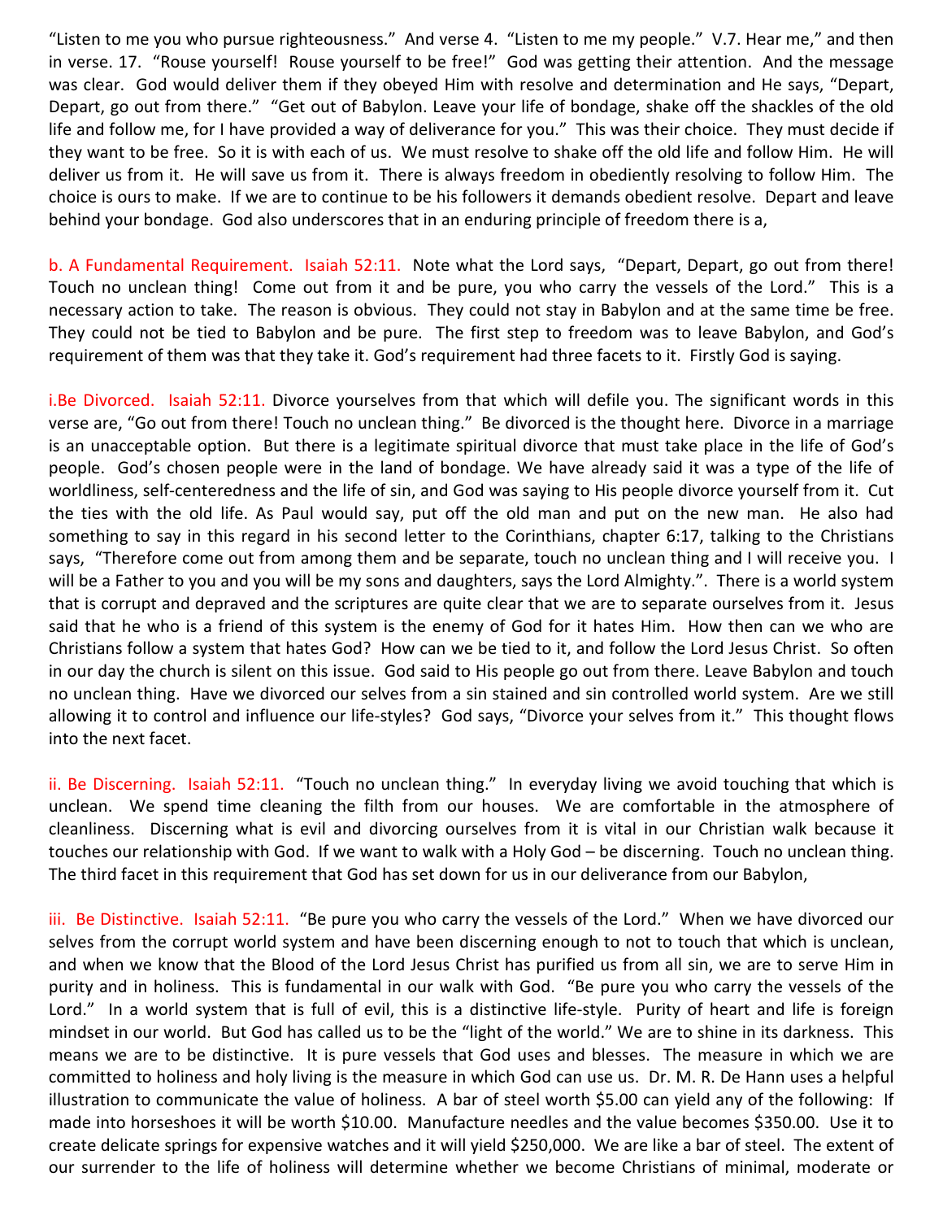"Listen to me you who pursue righteousness." And verse 4. "Listen to me my people." V.7. Hear me," and then in verse. 17. "Rouse yourself! Rouse yourself to be free!" God was getting their attention. And the message was clear. God would deliver them if they obeyed Him with resolve and determination and He says, "Depart, Depart, go out from there." "Get out of Babylon. Leave your life of bondage, shake off the shackles of the old life and follow me, for I have provided a way of deliverance for you." This was their choice. They must decide if they want to be free. So it is with each of us. We must resolve to shake off the old life and follow Him. He will deliver us from it. He will save us from it. There is always freedom in obediently resolving to follow Him. The choice is ours to make. If we are to continue to be his followers it demands obedient resolve. Depart and leave behind your bondage. God also underscores that in an enduring principle of freedom there is a,

b. A Fundamental Requirement. Isaiah 52:11. Note what the Lord says, "Depart, Depart, go out from there! Touch no unclean thing! Come out from it and be pure, you who carry the vessels of the Lord." This is a necessary action to take. The reason is obvious. They could not stay in Babylon and at the same time be free. They could not be tied to Babylon and be pure. The first step to freedom was to leave Babylon, and God's requirement of them was that they take it. God's requirement had three facets to it. Firstly God is saying.

i.Be Divorced. Isaiah 52:11. Divorce yourselves from that which will defile you. The significant words in this verse are, "Go out from there! Touch no unclean thing." Be divorced is the thought here. Divorce in a marriage is an unacceptable option. But there is a legitimate spiritual divorce that must take place in the life of God's people. God's chosen people were in the land of bondage. We have already said it was a type of the life of worldliness, self-centeredness and the life of sin, and God was saying to His people divorce yourself from it. Cut the ties with the old life. As Paul would say, put off the old man and put on the new man. He also had something to say in this regard in his second letter to the Corinthians, chapter 6:17, talking to the Christians says, "Therefore come out from among them and be separate, touch no unclean thing and I will receive you. I will be a Father to you and you will be my sons and daughters, says the Lord Almighty.". There is a world system that is corrupt and depraved and the scriptures are quite clear that we are to separate ourselves from it. Jesus said that he who is a friend of this system is the enemy of God for it hates Him. How then can we who are Christians follow a system that hates God? How can we be tied to it, and follow the Lord Jesus Christ. So often in our day the church is silent on this issue. God said to His people go out from there. Leave Babylon and touch no unclean thing. Have we divorced our selves from a sin stained and sin controlled world system. Are we still allowing it to control and influence our life-styles? God says, "Divorce your selves from it." This thought flows into the next facet.

ii. Be Discerning. Isaiah 52:11. "Touch no unclean thing." In everyday living we avoid touching that which is unclean. We spend time cleaning the filth from our houses. We are comfortable in the atmosphere of cleanliness. Discerning what is evil and divorcing ourselves from it is vital in our Christian walk because it touches our relationship with God. If we want to walk with a Holy God – be discerning. Touch no unclean thing. The third facet in this requirement that God has set down for us in our deliverance from our Babylon,

iii. Be Distinctive. Isaiah 52:11. "Be pure you who carry the vessels of the Lord." When we have divorced our selves from the corrupt world system and have been discerning enough to not to touch that which is unclean, and when we know that the Blood of the Lord Jesus Christ has purified us from all sin, we are to serve Him in purity and in holiness. This is fundamental in our walk with God. "Be pure you who carry the vessels of the Lord." In a world system that is full of evil, this is a distinctive life-style. Purity of heart and life is foreign mindset in our world. But God has called us to be the "light of the world." We are to shine in its darkness. This means we are to be distinctive. It is pure vessels that God uses and blesses. The measure in which we are committed to holiness and holy living is the measure in which God can use us. Dr. M. R. De Hann uses a helpful illustration to communicate the value of holiness. A bar of steel worth $5.00 can yield any of the following: If made into horseshoes it will be worth $10.00. Manufacture needles and the value becomes $350.00. Use it to create delicate springs for expensive watches and it will yield $250,000. We are like a bar of steel. The extent of our surrender to the life of holiness will determine whether we become Christians of minimal, moderate or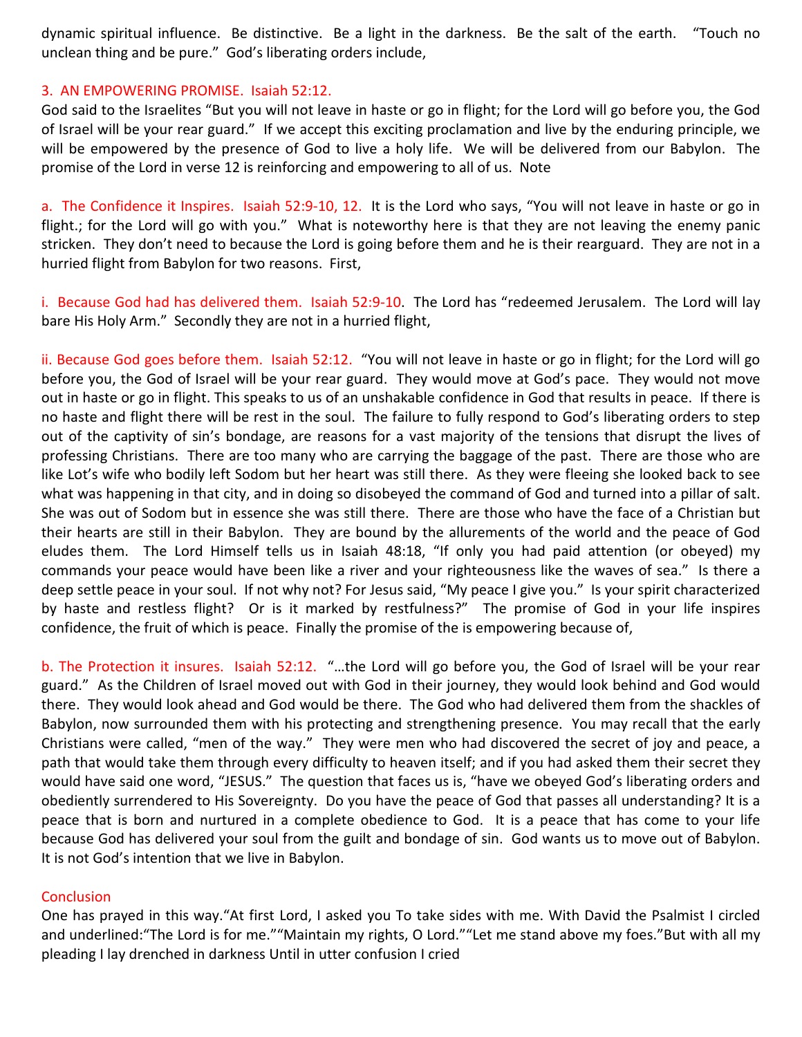dynamic spiritual influence. Be distinctive. Be a light in the darkness. Be the salt of the earth. "Touch no unclean thing and be pure." God's liberating orders include,

### 3. AN EMPOWERING PROMISE. Isaiah 52:12.

God said to the Israelites "But you will not leave in haste or go in flight; for the Lord will go before you, the God of Israel will be your rear guard." If we accept this exciting proclamation and live by the enduring principle, we will be empowered by the presence of God to live a holy life. We will be delivered from our Babylon. The promise of the Lord in verse 12 is reinforcing and empowering to all of us. Note

**a. The Confidence it Inspires. Isaiah 52:9-10, 12.** It is the Lord who says, "You will not leave in haste or go in flight.; for the Lord will go with you." What is noteworthy here is that they are not leaving the enemy panic stricken. They don't need to because the Lord is going before them and he is their rearguard. They are not in a hurried flight from Babylon for two reasons. First,

**i. Because God had has delivered them. Isaiah 52:9-10.** The Lord has "redeemed Jerusalem. The Lord will lay bare His Holy Arm." Secondly they are not in a hurried flight,

**ii. Because God goes before them. Isaiah 52:12.** "You will not leave in haste or go in flight; for the Lord will go before you, the God of Israel will be your rear guard. They would move at God's pace. They would not move out in haste or go in flight. This speaks to us of an unshakable confidence in God that results in peace. If there is no haste and flight there will be rest in the soul. The failure to fully respond to God's liberating orders to step out of the captivity of sin's bondage, are reasons for a vast majority of the tensions that disrupt the lives of professing Christians. There are too many who are carrying the baggage of the past. There are those who are like Lot's wife who bodily left Sodom but her heart was still there. As they were fleeing she looked back to see what was happening in that city, and in doing so disobeyed the command of God and turned into a pillar of salt. She was out of Sodom but in essence she was still there. There are those who have the face of a Christian but their hearts are still in their Babylon. They are bound by the allurements of the world and the peace of God eludes them. The Lord Himself tells us in Isaiah 48:18, "If only you had paid attention (or obeyed) my commands your peace would have been like a river and your righteousness like the waves of sea." Is there a deep settle peace in your soul. If not why not? For Jesus said, "My peace I give you." Is your spirit characterized by haste and restless flight? Or is it marked by restfulness?" The promise of God in your life inspires confidence, the fruit of which is peace. Finally the promise of the is empowering because of,

**b. The Protection it insures. Isaiah 52:12.** "…the Lord will go before you, the God of Israel will be your rear guard." As the Children of Israel moved out with God in their journey, they would look behind and God would there. They would look ahead and God would be there. The God who had delivered them from the shackles of Babylon, now surrounded them with his protecting and strengthening presence. You may recall that the early Christians were called, "men of the way." They were men who had discovered the secret of joy and peace, a path that would take them through every difficulty to heaven itself; and if you had asked them their secret they would have said one word, "JESUS." The question that faces us is, "have we obeyed God's liberating orders and obediently surrendered to His Sovereignty. Do you have the peace of God that passes all understanding? It is a peace that is born and nurtured in a complete obedience to God. It is a peace that has come to your life because God has delivered your soul from the guilt and bondage of sin. God wants us to move out of Babylon. It is not God's intention that we live in Babylon.

### Conclusion

One has prayed in this way."At first Lord, I asked you To take sides with me. With David the Psalmist I circled and underlined:"The Lord is for me.""Maintain my rights, O Lord.""Let me stand above my foes."But with all my pleading I lay drenched in darkness Until in utter confusion I cried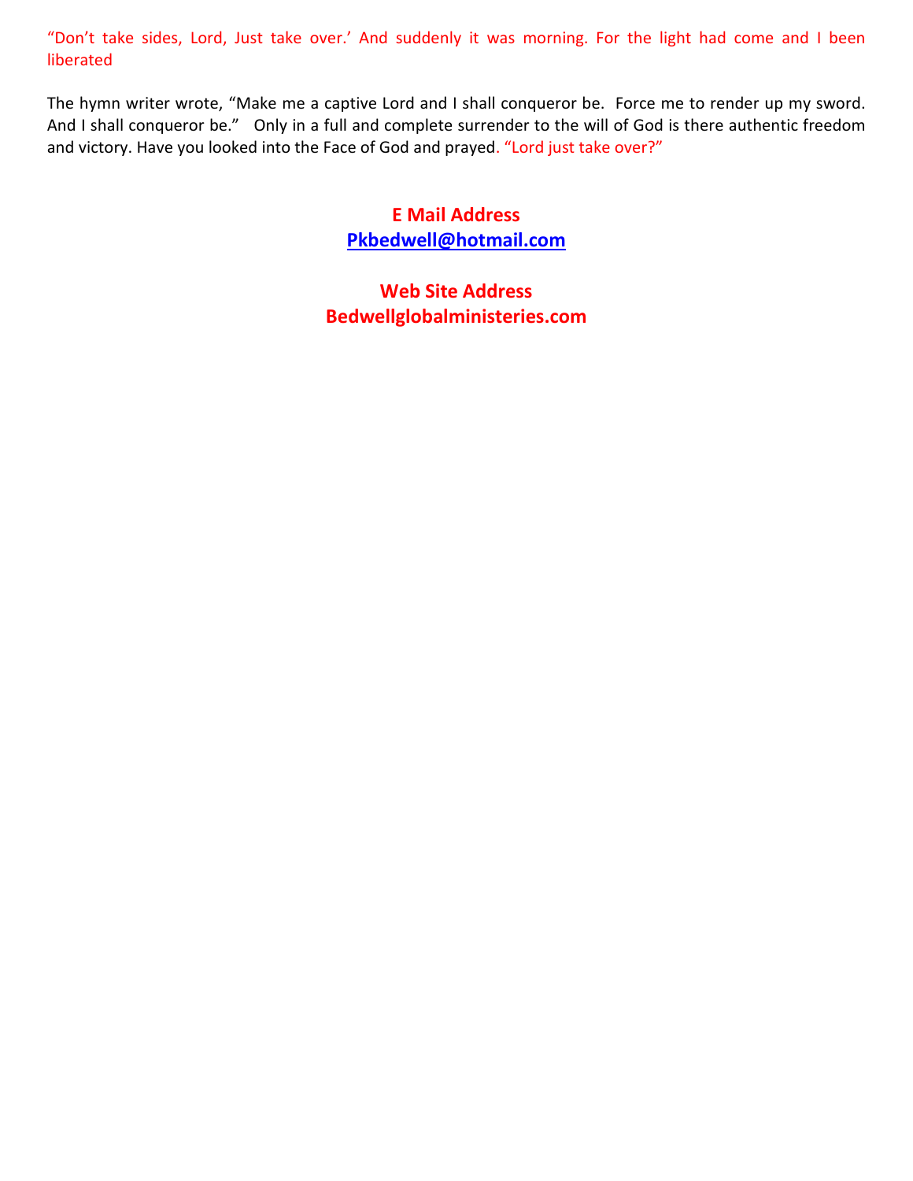“Don’t take sides, Lord, Just take over.’ And suddenly it was morning. For the light had come and I been liberated

The hymn writer wrote, “Make me a captive Lord and I shall conqueror be. Force me to render up my sword. And I shall conqueror be.” Only in a full and complete surrender to the will of God is there authentic freedom and victory. Have you looked into the Face of God and prayed. “Lord just take over?”

**E Mail Address**
**Pkbedwell@hotmail.com**

**Web Site Address**
**Bedwellglobalministeries.com**